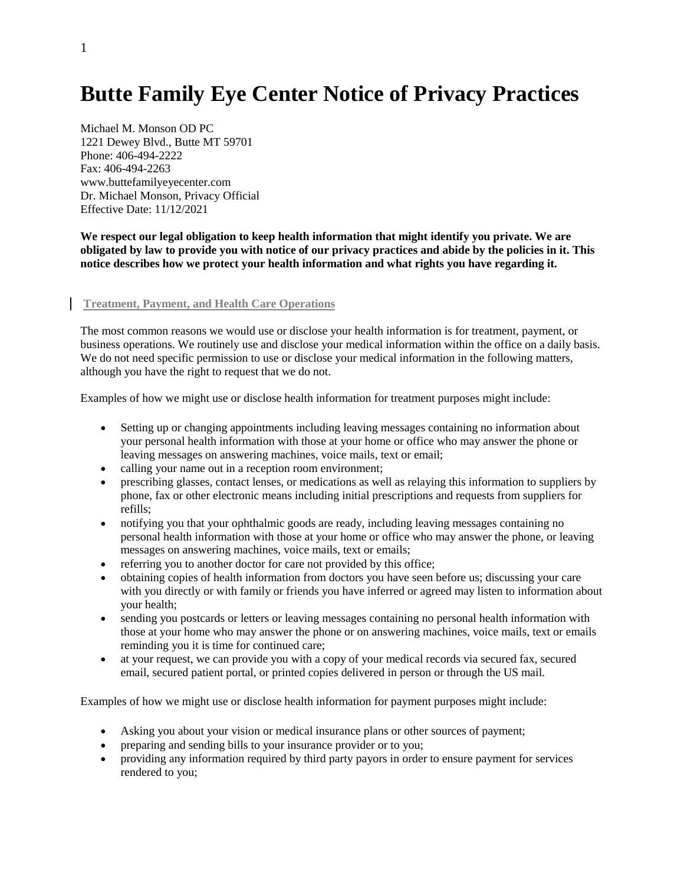# Butte Family Eye Center Notice of Privacy Practices

Michael M. Monson OD PC
1221 Dewey Blvd., Butte MT 59701
Phone: 406-494-2222
Fax: 406-494-2263
www.buttefamilyeyecenter.com
Dr. Michael Monson, Privacy Official
Effective Date: 11/12/2021

**We respect our legal obligation to keep health information that might identify you private. We are obligated by law to provide you with notice of our privacy practices and abide by the policies in it. This notice describes how we protect your health information and what rights you have regarding it.**

## Treatment, Payment, and Health Care Operations

The most common reasons we would use or disclose your health information is for treatment, payment, or business operations. We routinely use and disclose your medical information within the office on a daily basis. We do not need specific permission to use or disclose your medical information in the following matters, although you have the right to request that we do not.

Examples of how we might use or disclose health information for treatment purposes might include:

- Setting up or changing appointments including leaving messages containing no information about your personal health information with those at your home or office who may answer the phone or leaving messages on answering machines, voice mails, text or email;
- calling your name out in a reception room environment;
- prescribing glasses, contact lenses, or medications as well as relaying this information to suppliers by phone, fax or other electronic means including initial prescriptions and requests from suppliers for refills;
- notifying you that your ophthalmic goods are ready, including leaving messages containing no personal health information with those at your home or office who may answer the phone, or leaving messages on answering machines, voice mails, text or emails;
- referring you to another doctor for care not provided by this office;
- obtaining copies of health information from doctors you have seen before us; discussing your care with you directly or with family or friends you have inferred or agreed may listen to information about your health;
- sending you postcards or letters or leaving messages containing no personal health information with those at your home who may answer the phone or on answering machines, voice mails, text or emails reminding you it is time for continued care;
- at your request, we can provide you with a copy of your medical records via secured fax, secured email, secured patient portal, or printed copies delivered in person or through the US mail.

Examples of how we might use or disclose health information for payment purposes might include:

- Asking you about your vision or medical insurance plans or other sources of payment;
- preparing and sending bills to your insurance provider or to you;
- providing any information required by third party payors in order to ensure payment for services rendered to you;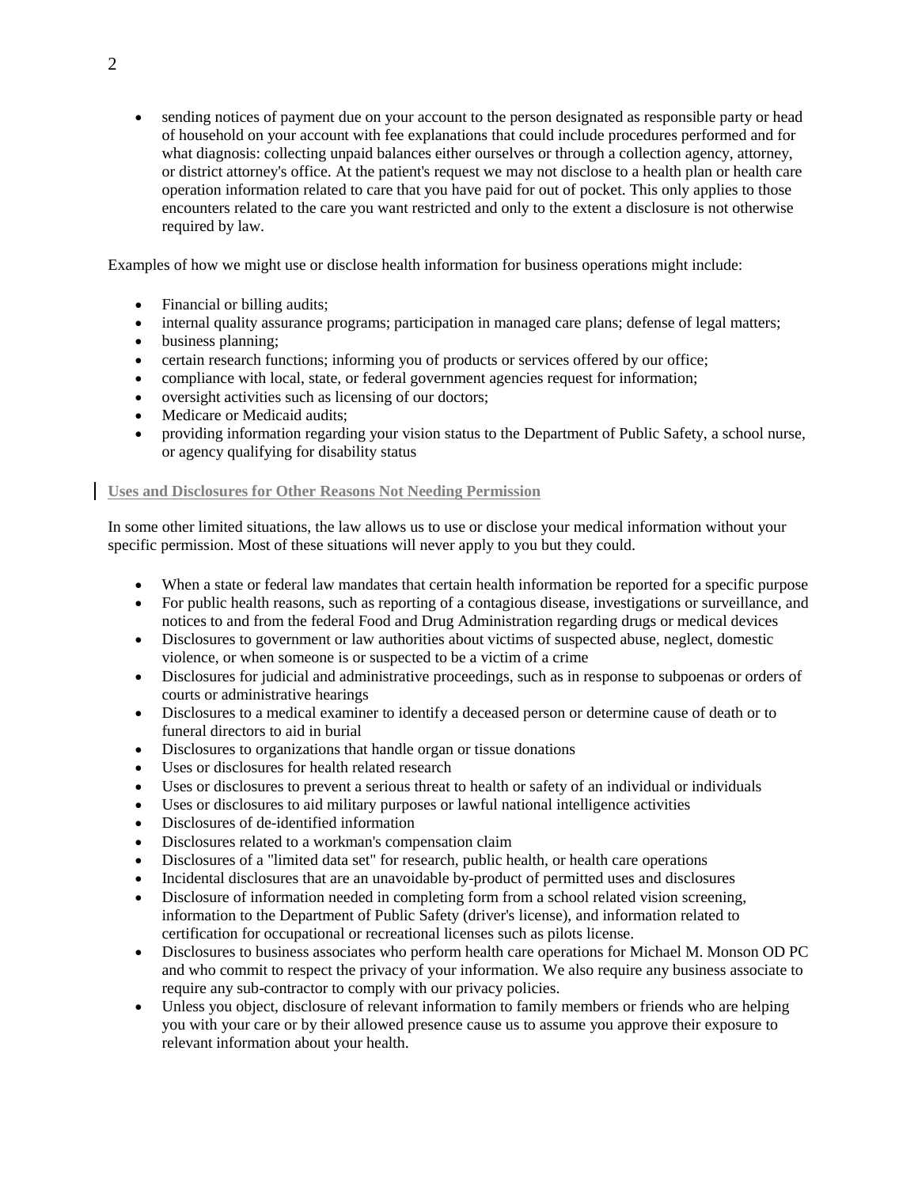- sending notices of payment due on your account to the person designated as responsible party or head of household on your account with fee explanations that could include procedures performed and for what diagnosis: collecting unpaid balances either ourselves or through a collection agency, attorney, or district attorney's office. At the patient's request we may not disclose to a health plan or health care operation information related to care that you have paid for out of pocket. This only applies to those encounters related to the care you want restricted and only to the extent a disclosure is not otherwise required by law.

Examples of how we might use or disclose health information for business operations might include:

- Financial or billing audits;
- internal quality assurance programs; participation in managed care plans; defense of legal matters;
- business planning;
- certain research functions; informing you of products or services offered by our office;
- compliance with local, state, or federal government agencies request for information;
- oversight activities such as licensing of our doctors;
- Medicare or Medicaid audits;
- providing information regarding your vision status to the Department of Public Safety, a school nurse, or agency qualifying for disability status

## Uses and Disclosures for Other Reasons Not Needing Permission

In some other limited situations, the law allows us to use or disclose your medical information without your specific permission. Most of these situations will never apply to you but they could.

- When a state or federal law mandates that certain health information be reported for a specific purpose
- For public health reasons, such as reporting of a contagious disease, investigations or surveillance, and notices to and from the federal Food and Drug Administration regarding drugs or medical devices
- Disclosures to government or law authorities about victims of suspected abuse, neglect, domestic violence, or when someone is or suspected to be a victim of a crime
- Disclosures for judicial and administrative proceedings, such as in response to subpoenas or orders of courts or administrative hearings
- Disclosures to a medical examiner to identify a deceased person or determine cause of death or to funeral directors to aid in burial
- Disclosures to organizations that handle organ or tissue donations
- Uses or disclosures for health related research
- Uses or disclosures to prevent a serious threat to health or safety of an individual or individuals
- Uses or disclosures to aid military purposes or lawful national intelligence activities
- Disclosures of de-identified information
- Disclosures related to a workman's compensation claim
- Disclosures of a "limited data set" for research, public health, or health care operations
- Incidental disclosures that are an unavoidable by-product of permitted uses and disclosures
- Disclosure of information needed in completing form from a school related vision screening, information to the Department of Public Safety (driver's license), and information related to certification for occupational or recreational licenses such as pilots license.
- Disclosures to business associates who perform health care operations for Michael M. Monson OD PC and who commit to respect the privacy of your information. We also require any business associate to require any sub-contractor to comply with our privacy policies.
- Unless you object, disclosure of relevant information to family members or friends who are helping you with your care or by their allowed presence cause us to assume you approve their exposure to relevant information about your health.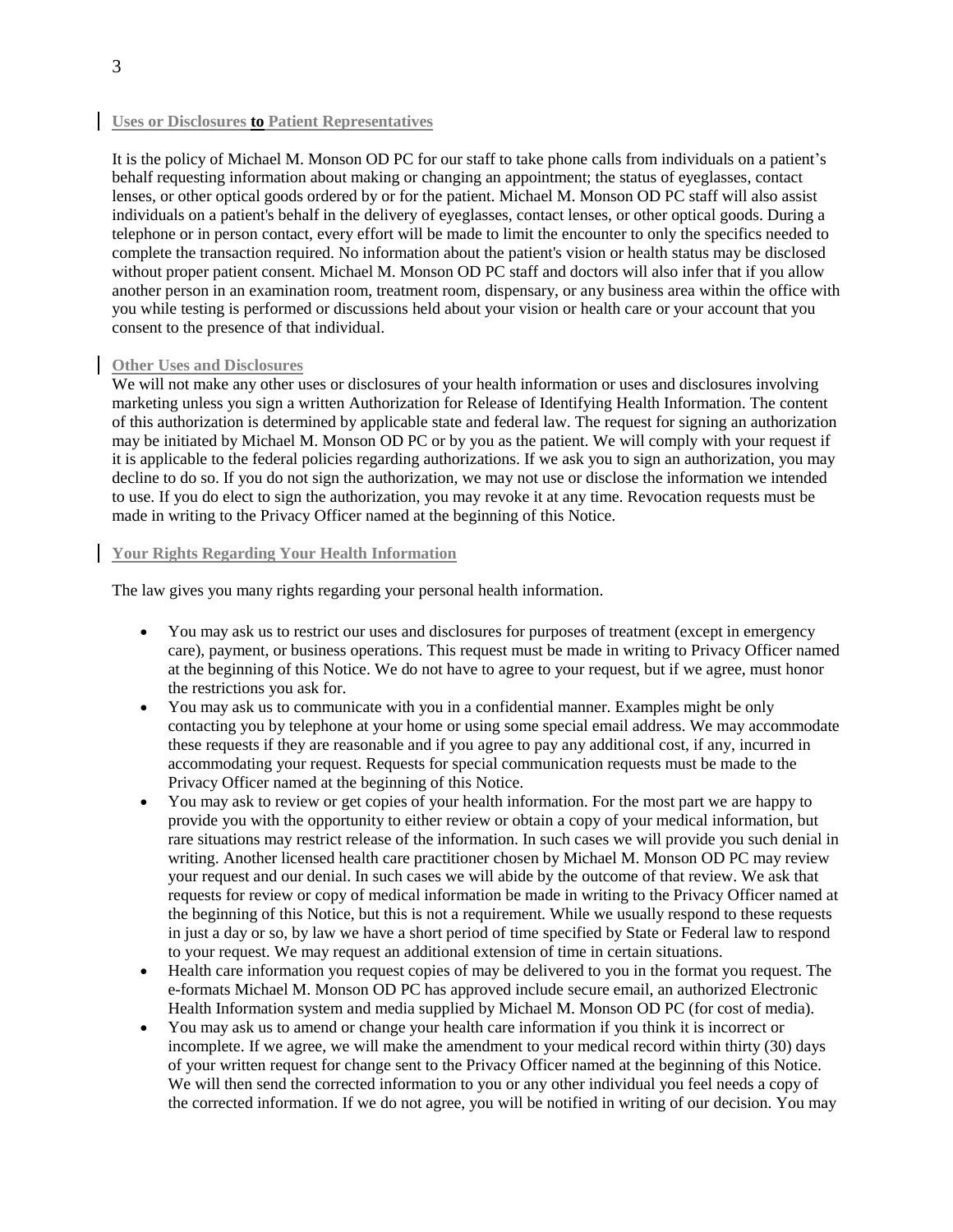## Uses or Disclosures **to** Patient Representatives

It is the policy of Michael M. Monson OD PC for our staff to take phone calls from individuals on a patient's behalf requesting information about making or changing an appointment; the status of eyeglasses, contact lenses, or other optical goods ordered by or for the patient. Michael M. Monson OD PC staff will also assist individuals on a patient's behalf in the delivery of eyeglasses, contact lenses, or other optical goods. During a telephone or in person contact, every effort will be made to limit the encounter to only the specifics needed to complete the transaction required. No information about the patient's vision or health status may be disclosed without proper patient consent. Michael M. Monson OD PC staff and doctors will also infer that if you allow another person in an examination room, treatment room, dispensary, or any business area within the office with you while testing is performed or discussions held about your vision or health care or your account that you consent to the presence of that individual.

## Other Uses and Disclosures

We will not make any other uses or disclosures of your health information or uses and disclosures involving marketing unless you sign a written Authorization for Release of Identifying Health Information. The content of this authorization is determined by applicable state and federal law. The request for signing an authorization may be initiated by Michael M. Monson OD PC or by you as the patient. We will comply with your request if it is applicable to the federal policies regarding authorizations. If we ask you to sign an authorization, you may decline to do so. If you do not sign the authorization, we may not use or disclose the information we intended to use. If you do elect to sign the authorization, you may revoke it at any time. Revocation requests must be made in writing to the Privacy Officer named at the beginning of this Notice.

## Your Rights Regarding Your Health Information

The law gives you many rights regarding your personal health information.

- You may ask us to restrict our uses and disclosures for purposes of treatment (except in emergency care), payment, or business operations. This request must be made in writing to Privacy Officer named at the beginning of this Notice. We do not have to agree to your request, but if we agree, must honor the restrictions you ask for.
- You may ask us to communicate with you in a confidential manner. Examples might be only contacting you by telephone at your home or using some special email address. We may accommodate these requests if they are reasonable and if you agree to pay any additional cost, if any, incurred in accommodating your request. Requests for special communication requests must be made to the Privacy Officer named at the beginning of this Notice.
- You may ask to review or get copies of your health information. For the most part we are happy to provide you with the opportunity to either review or obtain a copy of your medical information, but rare situations may restrict release of the information. In such cases we will provide you such denial in writing. Another licensed health care practitioner chosen by Michael M. Monson OD PC may review your request and our denial. In such cases we will abide by the outcome of that review. We ask that requests for review or copy of medical information be made in writing to the Privacy Officer named at the beginning of this Notice, but this is not a requirement. While we usually respond to these requests in just a day or so, by law we have a short period of time specified by State or Federal law to respond to your request. We may request an additional extension of time in certain situations.
- Health care information you request copies of may be delivered to you in the format you request. The e-formats Michael M. Monson OD PC has approved include secure email, an authorized Electronic Health Information system and media supplied by Michael M. Monson OD PC (for cost of media).
- You may ask us to amend or change your health care information if you think it is incorrect or incomplete. If we agree, we will make the amendment to your medical record within thirty (30) days of your written request for change sent to the Privacy Officer named at the beginning of this Notice. We will then send the corrected information to you or any other individual you feel needs a copy of the corrected information. If we do not agree, you will be notified in writing of our decision. You may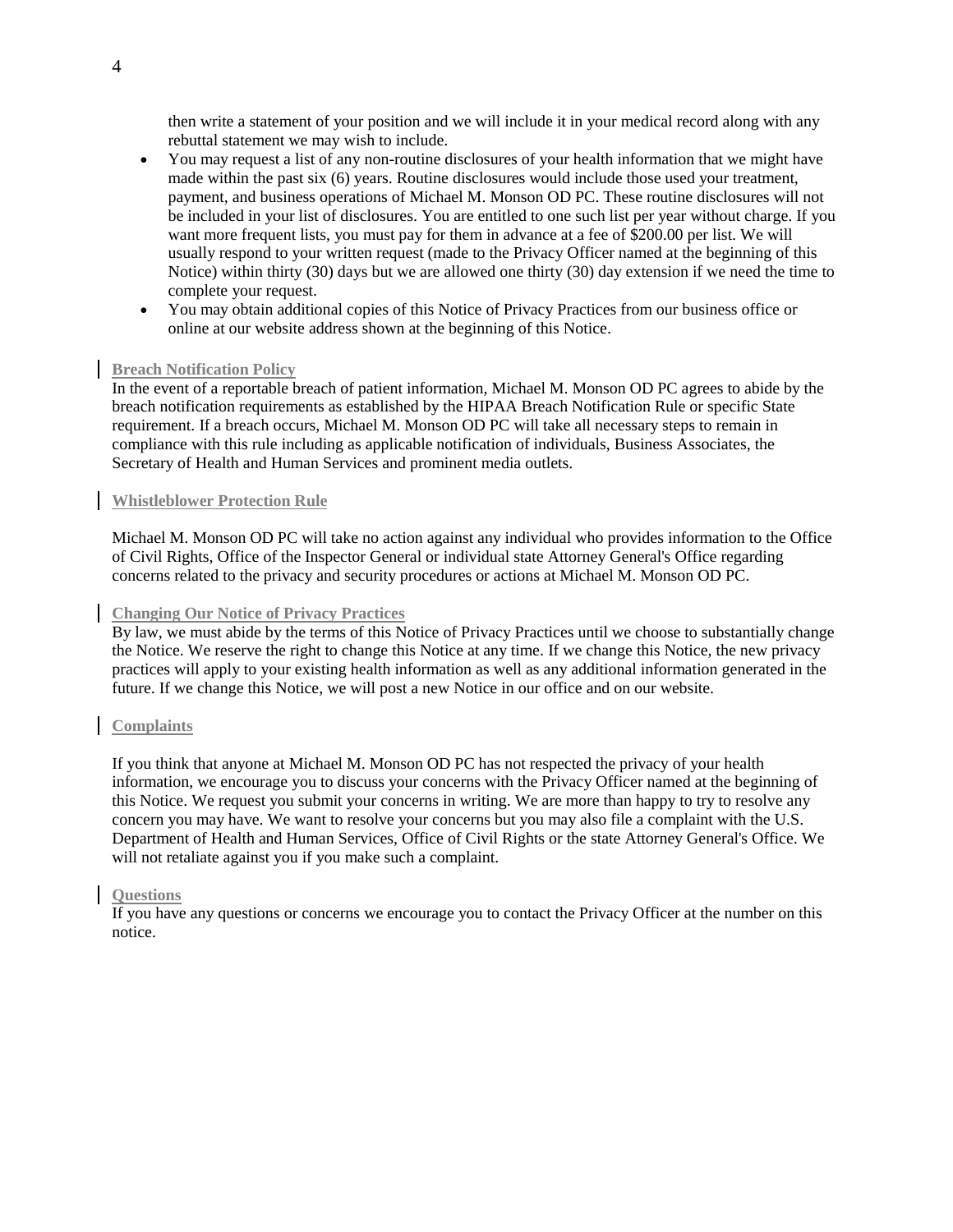then write a statement of your position and we will include it in your medical record along with any rebuttal statement we may wish to include.

- You may request a list of any non-routine disclosures of your health information that we might have made within the past six (6) years. Routine disclosures would include those used your treatment, payment, and business operations of Michael M. Monson OD PC. These routine disclosures will not be included in your list of disclosures. You are entitled to one such list per year without charge. If you want more frequent lists, you must pay for them in advance at a fee of $200.00 per list. We will usually respond to your written request (made to the Privacy Officer named at the beginning of this Notice) within thirty (30) days but we are allowed one thirty (30) day extension if we need the time to complete your request.
- You may obtain additional copies of this Notice of Privacy Practices from our business office or online at our website address shown at the beginning of this Notice.

## Breach Notification Policy

In the event of a reportable breach of patient information, Michael M. Monson OD PC agrees to abide by the breach notification requirements as established by the HIPAA Breach Notification Rule or specific State requirement. If a breach occurs, Michael M. Monson OD PC will take all necessary steps to remain in compliance with this rule including as applicable notification of individuals, Business Associates, the Secretary of Health and Human Services and prominent media outlets.

## Whistleblower Protection Rule

Michael M. Monson OD PC will take no action against any individual who provides information to the Office of Civil Rights, Office of the Inspector General or individual state Attorney General's Office regarding concerns related to the privacy and security procedures or actions at Michael M. Monson OD PC.

## Changing Our Notice of Privacy Practices

By law, we must abide by the terms of this Notice of Privacy Practices until we choose to substantially change the Notice. We reserve the right to change this Notice at any time. If we change this Notice, the new privacy practices will apply to your existing health information as well as any additional information generated in the future. If we change this Notice, we will post a new Notice in our office and on our website.

## Complaints

If you think that anyone at Michael M. Monson OD PC has not respected the privacy of your health information, we encourage you to discuss your concerns with the Privacy Officer named at the beginning of this Notice. We request you submit your concerns in writing. We are more than happy to try to resolve any concern you may have. We want to resolve your concerns but you may also file a complaint with the U.S. Department of Health and Human Services, Office of Civil Rights or the state Attorney General's Office. We will not retaliate against you if you make such a complaint.

## Questions

If you have any questions or concerns we encourage you to contact the Privacy Officer at the number on this notice.